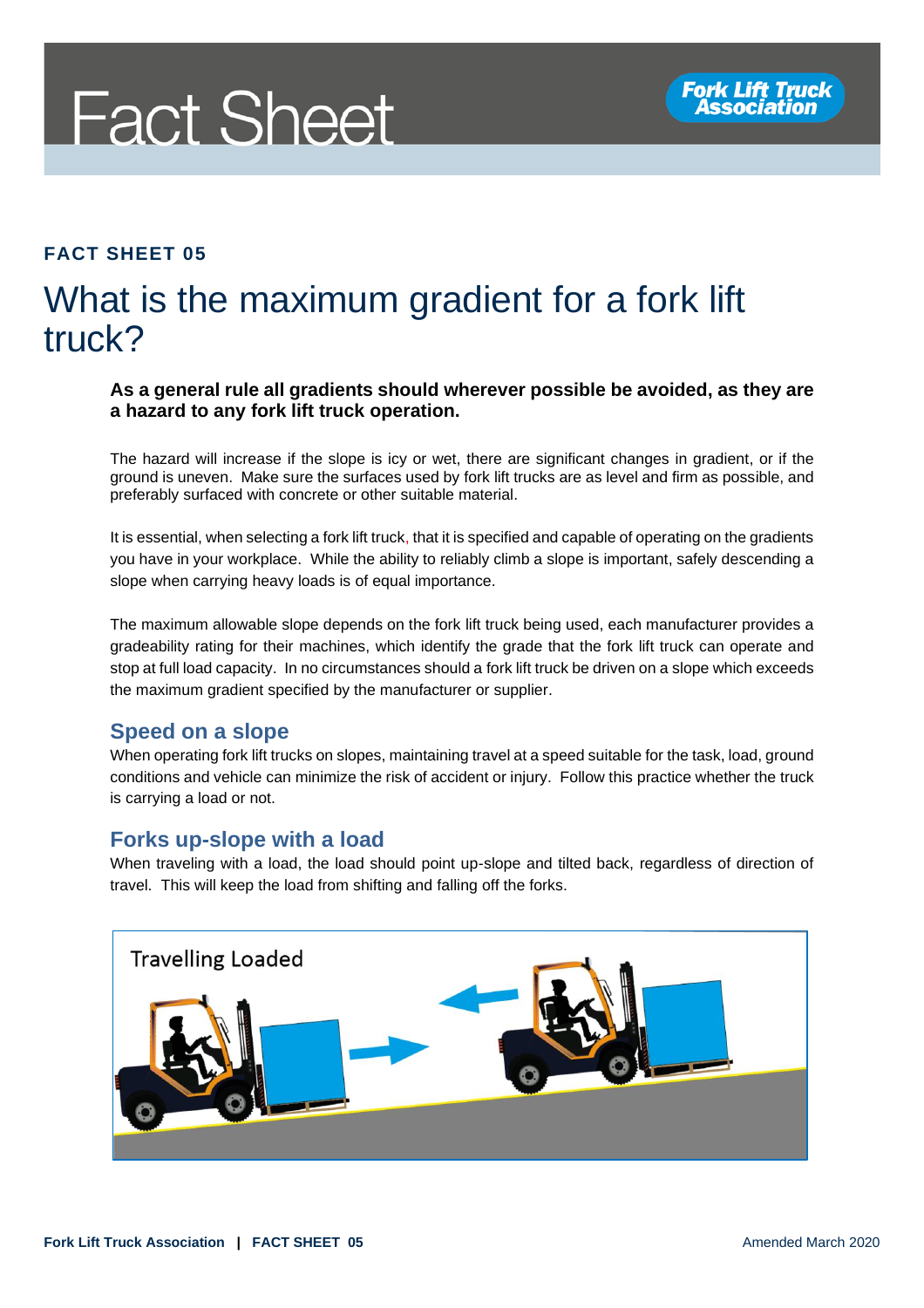# Fact Sheet

**FACT SHEET 05**

## What is the maximum gradient for a fork lift truck?

**As a general rule all gradients should wherever possible be avoided, as they are a hazard to any fork lift truck operation.**

The hazard will increase if the slope is icy or wet, there are significant changes in gradient, or if the ground is uneven. Make sure the surfaces used by fork lift trucks are as level and firm as possible, and preferably surfaced with concrete or other suitable material.

It is essential, when selecting a fork lift truck, that it is specified and capable of operating on the gradients you have in your workplace. While the ability to reliably climb a slope is important, safely descending a slope when carrying heavy loads is of equal importance.

The maximum allowable slope depends on the fork lift truck being used, each manufacturer provides a gradeability rating for their machines, which identify the grade that the fork lift truck can operate and stop at full load capacity. In no circumstances should a fork lift truck be driven on a slope which exceeds the maximum gradient specified by the manufacturer or supplier.

### Speed on a slope

When operating fork lift trucks on slopes, maintaining travel at a speed suitable for the task, load, ground conditions and vehicle can minimize the risk of accident or injury. Follow this practice whether the truck is carrying a load or not.

### Forks up-slope with a load

When traveling with a load, the load should point up-slope and tilted back, regardless of direction of travel. This will keep the load from shifting and falling off the forks.

Travelling Loaded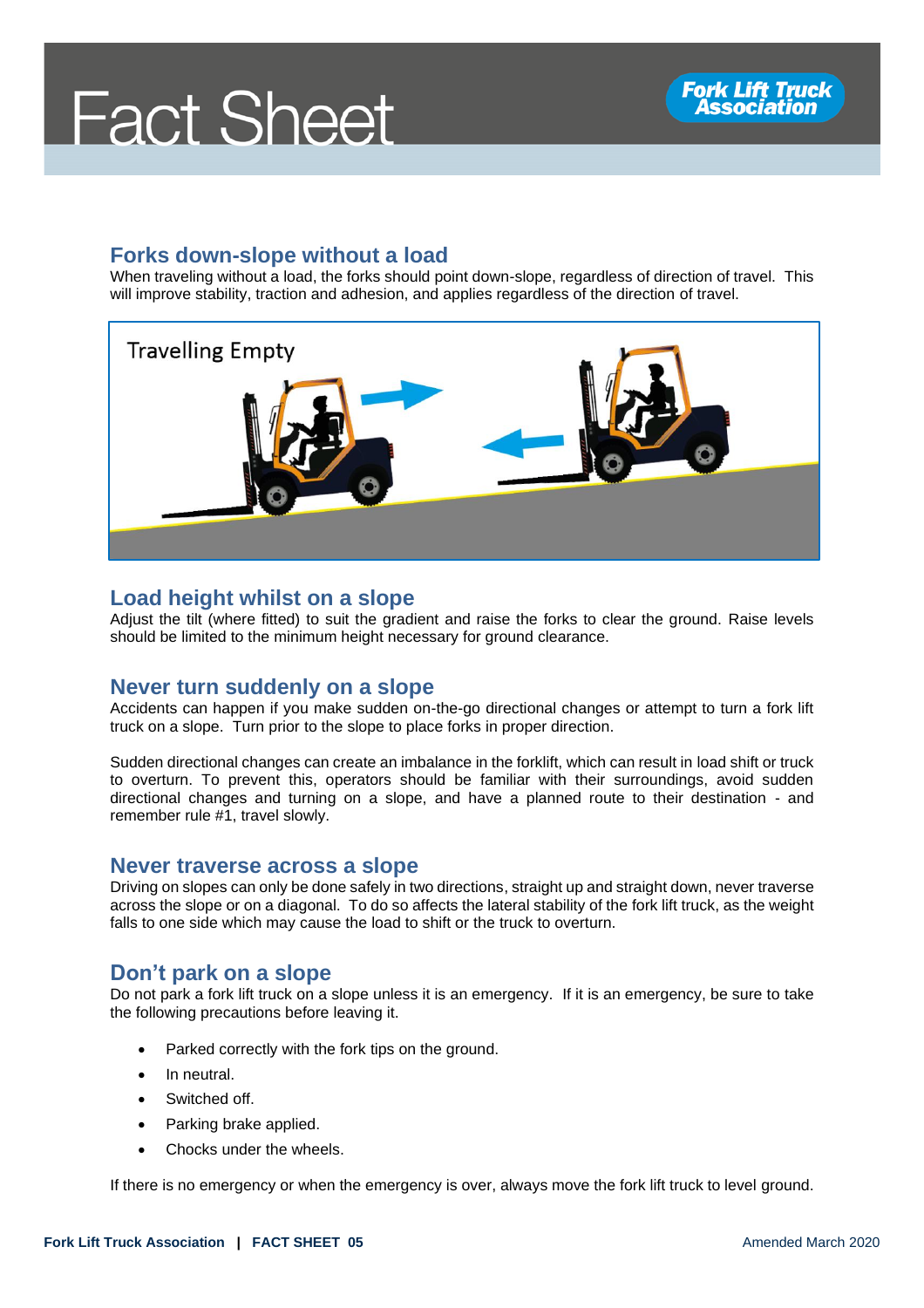# Fact Sheet

## Forks down-slope without a load

When traveling without a load, the forks should point down-slope, regardless of direction of travel. This will improve stability, traction and adhesion, and applies regardless of the direction of travel.

## Load height whilst on a slope

Adjust the tilt (where fitted) to suit the gradient and raise the forks to clear the ground. Raise levels should be limited to the minimum height necessary for ground clearance.

## Never turn suddenly on a slope

Accidents can happen if you make sudden on-the-go directional changes or attempt to turn a fork lift truck on a slope. Turn prior to the slope to place forks in proper direction.

Sudden directional changes can create an imbalance in the forklift, which can result in load shift or truck to overturn. To prevent this, operators should be familiar with their surroundings, avoid sudden directional changes and turning on a slope, and have a planned route to their destination - and remember rule #1, travel slowly.

## Never traverse across a slope

Driving on slopes can only be done safely in two directions, straight up and straight down, never traverse across the slope or on a diagonal. To do so affects the lateral stability of the fork lift truck, as the weight falls to one side which may cause the load to shift or the truck to overturn.

## Don't park on a slope

Do not park a fork lift truck on a slope unless it is an emergency. If it is an emergency, be sure to take the following precautions before leaving it.

- Parked correctly with the fork tips on the ground.
- In neutral.
- Switched off.
- Parking brake applied.
- Chocks under the wheels.

If there is no emergency or when the emergency is over, always move the fork lift truck to level ground.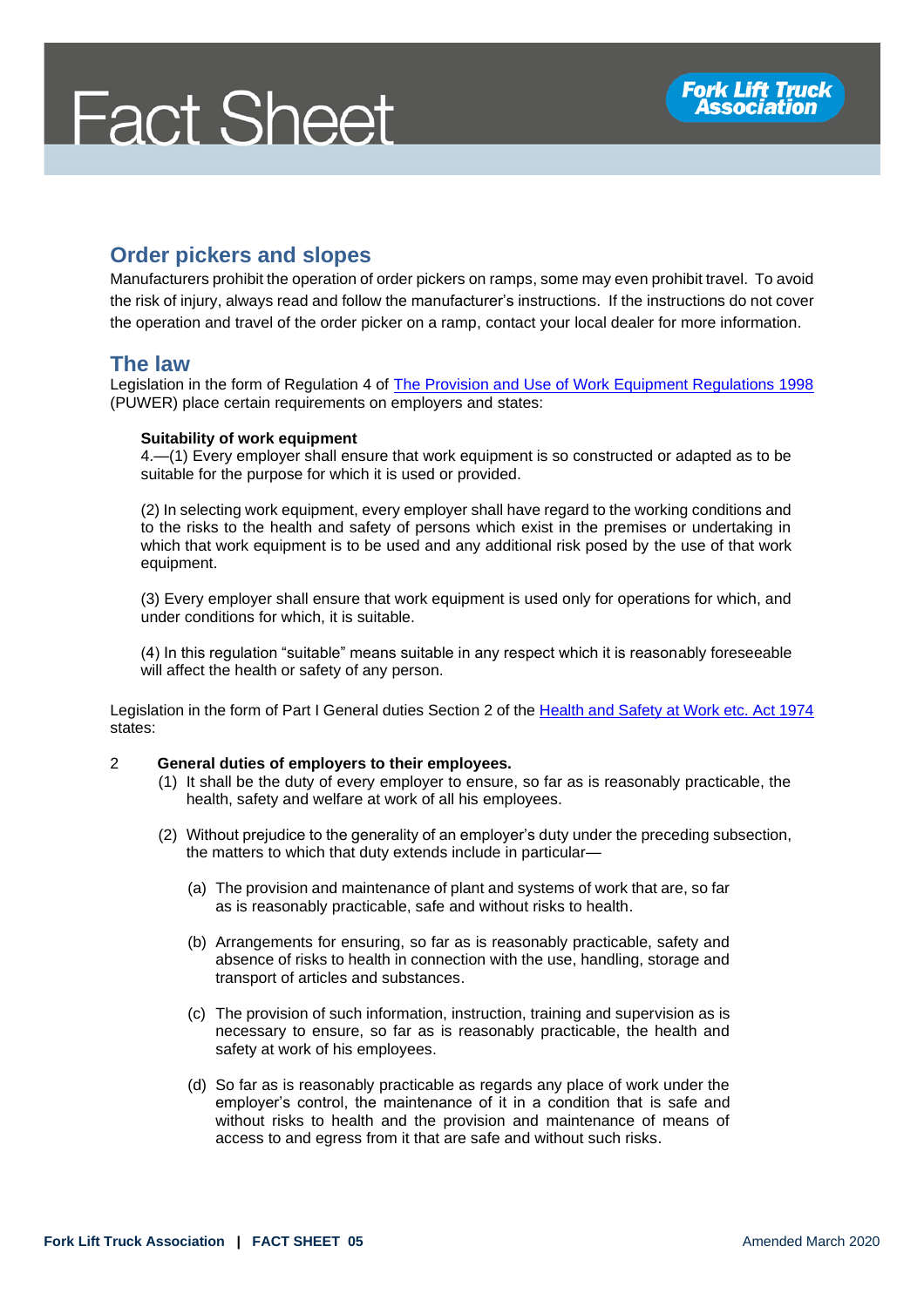## Order pickers and slopes

Manufacturers prohibit the operation of order pickers on ramps, some may even prohibit travel. To avoid the risk of injury, always read and follow the manufacturer's instructions. If the instructions do not cover the operation and travel of the order picker on a ramp, contact your local dealer for more information.

## The law

Legislation in the form of Regulation 4 of The Provision and Use of Work Equipment Regulations 1998 (PUWER) place certain requirements on employers and states:

> **Suitability of work equipment**
>
> 4.—(1) Every employer shall ensure that work equipment is so constructed or adapted as to be suitable for the purpose for which it is used or provided.
>
> (2) In selecting work equipment, every employer shall have regard to the working conditions and to the risks to the health and safety of persons which exist in the premises or undertaking in which that work equipment is to be used and any additional risk posed by the use of that work equipment.
>
> (3) Every employer shall ensure that work equipment is used only for operations for which, and under conditions for which, it is suitable.
>
> (4) In this regulation "suitable" means suitable in any respect which it is reasonably foreseeable will affect the health or safety of any person.

Legislation in the form of Part I General duties Section 2 of the Health and Safety at Work etc. Act 1974 states:

> 2 **General duties of employers to their employees.**
>
> (1) It shall be the duty of every employer to ensure, so far as is reasonably practicable, the health, safety and welfare at work of all his employees.
>
> (2) Without prejudice to the generality of an employer's duty under the preceding subsection, the matters to which that duty extends include in particular—
>
> (a) The provision and maintenance of plant and systems of work that are, so far as is reasonably practicable, safe and without risks to health.
>
> (b) Arrangements for ensuring, so far as is reasonably practicable, safety and absence of risks to health in connection with the use, handling, storage and transport of articles and substances.
>
> (c) The provision of such information, instruction, training and supervision as is necessary to ensure, so far as is reasonably practicable, the health and safety at work of his employees.
>
> (d) So far as is reasonably practicable as regards any place of work under the employer's control, the maintenance of it in a condition that is safe and without risks to health and the provision and maintenance of means of access to and egress from it that are safe and without such risks.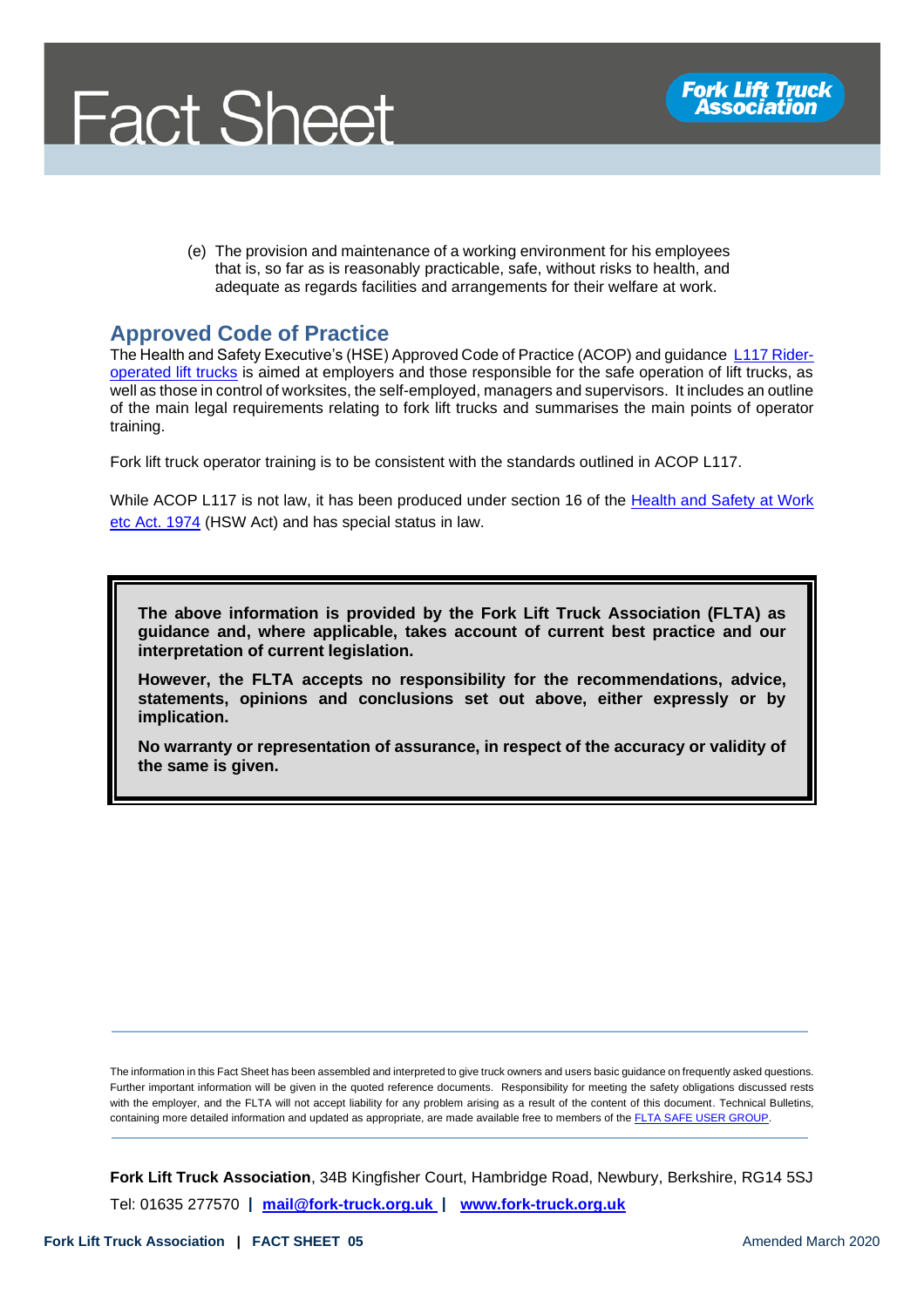(e) The provision and maintenance of a working environment for his employees that is, so far as is reasonably practicable, safe, without risks to health, and adequate as regards facilities and arrangements for their welfare at work.

## Approved Code of Practice

The Health and Safety Executive's (HSE) Approved Code of Practice (ACOP) and guidance L117 Rider-operated lift trucks is aimed at employers and those responsible for the safe operation of lift trucks, as well as those in control of worksites, the self-employed, managers and supervisors. It includes an outline of the main legal requirements relating to fork lift trucks and summarises the main points of operator training.

Fork lift truck operator training is to be consistent with the standards outlined in ACOP L117.

While ACOP L117 is not law, it has been produced under section 16 of the Health and Safety at Work etc Act. 1974 (HSW Act) and has special status in law.

**The above information is provided by the Fork Lift Truck Association (FLTA) as guidance and, where applicable, takes account of current best practice and our interpretation of current legislation.**

**However, the FLTA accepts no responsibility for the recommendations, advice, statements, opinions and conclusions set out above, either expressly or by implication.**

**No warranty or representation of assurance, in respect of the accuracy or validity of the same is given.**

---

The information in this Fact Sheet has been assembled and interpreted to give truck owners and users basic guidance on frequently asked questions. Further important information will be given in the quoted reference documents. Responsibility for meeting the safety obligations discussed rests with the employer, and the FLTA will not accept liability for any problem arising as a result of the content of this document. Technical Bulletins, containing more detailed information and updated as appropriate, are made available free to members of the FLTA SAFE USER GROUP.

---

**Fork Lift Truck Association**, 34B Kingfisher Court, Hambridge Road, Newbury, Berkshire, RG14 5SJ

Tel: 01635 277570 | **mail@fork-truck.org.uk** | **www.fork-truck.org.uk**